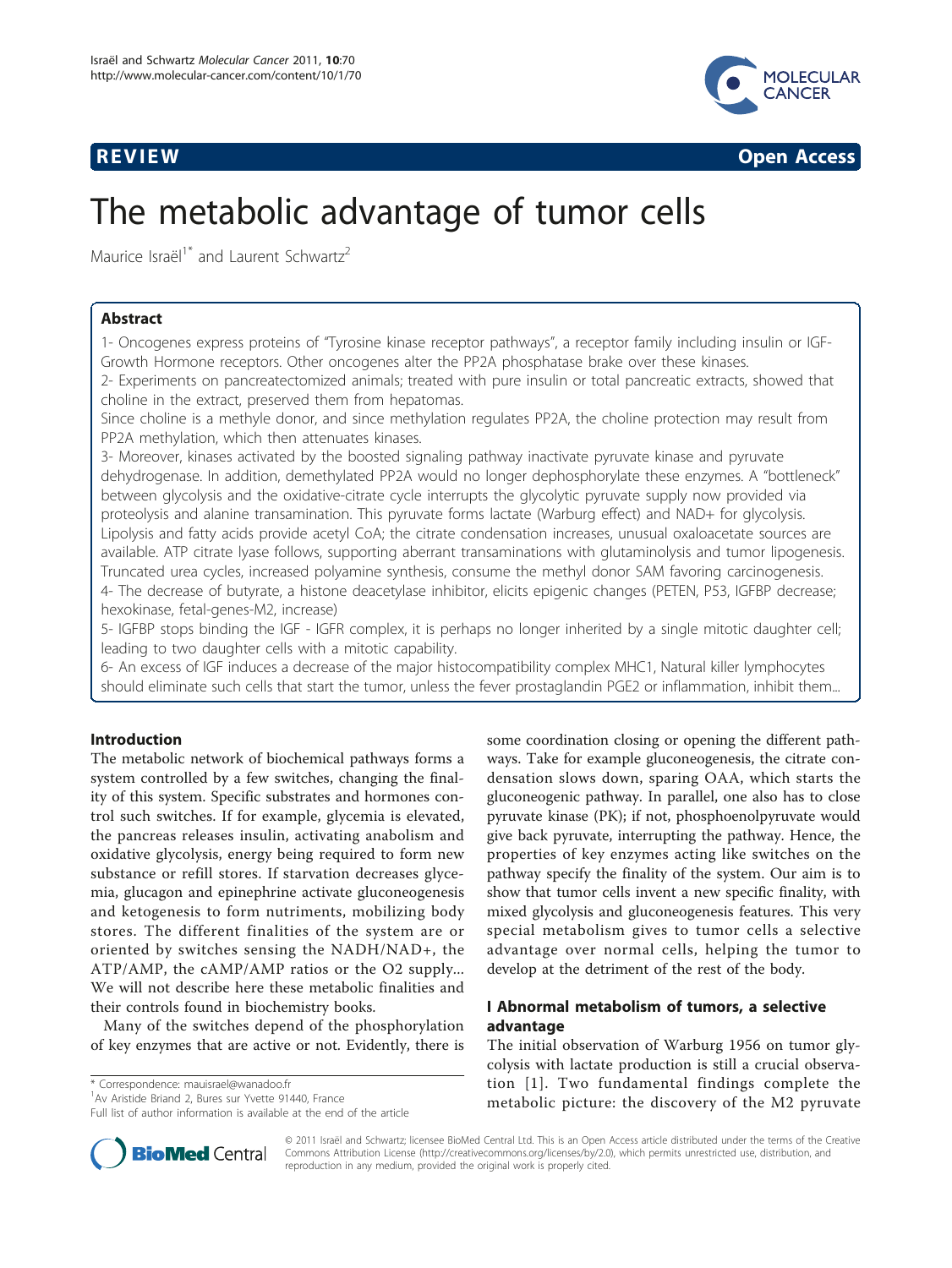**REVIEW** **Open Access**

# The metabolic advantage of tumor cells

Maurice Israël[1*] and Laurent Schwartz[2]

## Abstract

1- Oncogenes express proteins of "Tyrosine kinase receptor pathways", a receptor family including insulin or IGF-Growth Hormone receptors. Other oncogenes alter the PP2A phosphatase brake over these kinases.

2- Experiments on pancreatectomized animals; treated with pure insulin or total pancreatic extracts, showed that choline in the extract, preserved them from hepatomas.

Since choline is a methyle donor, and since methylation regulates PP2A, the choline protection may result from PP2A methylation, which then attenuates kinases.

3- Moreover, kinases activated by the boosted signaling pathway inactivate pyruvate kinase and pyruvate dehydrogenase. In addition, demethylated PP2A would no longer dephosphorylate these enzymes. A "bottleneck" between glycolysis and the oxidative-citrate cycle interrupts the glycolytic pyruvate supply now provided via proteolysis and alanine transamination. This pyruvate forms lactate (Warburg effect) and NAD+ for glycolysis. Lipolysis and fatty acids provide acetyl CoA; the citrate condensation increases, unusual oxaloacetate sources are available. ATP citrate lyase follows, supporting aberrant transaminations with glutaminolysis and tumor lipogenesis. Truncated urea cycles, increased polyamine synthesis, consume the methyl donor SAM favoring carcinogenesis.

4- The decrease of butyrate, a histone deacetylase inhibitor, elicits epigenic changes (PETEN, P53, IGFBP decrease; hexokinase, fetal-genes-M2, increase)

5- IGFBP stops binding the IGF - IGFR complex, it is perhaps no longer inherited by a single mitotic daughter cell; leading to two daughter cells with a mitotic capability.

6- An excess of IGF induces a decrease of the major histocompatibility complex MHC1, Natural killer lymphocytes should eliminate such cells that start the tumor, unless the fever prostaglandin PGE2 or inflammation, inhibit them...

## Introduction

The metabolic network of biochemical pathways forms a system controlled by a few switches, changing the finality of this system. Specific substrates and hormones control such switches. If for example, glycemia is elevated, the pancreas releases insulin, activating anabolism and oxidative glycolysis, energy being required to form new substance or refill stores. If starvation decreases glycemia, glucagon and epinephrine activate gluconeogenesis and ketogenesis to form nutriments, mobilizing body stores. The different finalities of the system are or oriented by switches sensing the NADH/NAD+, the ATP/AMP, the cAMP/AMP ratios or the O2 supply... We will not describe here these metabolic finalities and their controls found in biochemistry books.

Many of the switches depend of the phosphorylation of key enzymes that are active or not. Evidently, there is some coordination closing or opening the different pathways. Take for example gluconeogenesis, the citrate condensation slows down, sparing OAA, which starts the gluconeogenic pathway. In parallel, one also has to close pyruvate kinase (PK); if not, phosphoenolpyruvate would give back pyruvate, interrupting the pathway. Hence, the properties of key enzymes acting like switches on the pathway specify the finality of the system. Our aim is to show that tumor cells invent a new specific finality, with mixed glycolysis and gluconeogenesis features. This very special metabolism gives to tumor cells a selective advantage over normal cells, helping the tumor to develop at the detriment of the rest of the body.

## I Abnormal metabolism of tumors, a selective advantage

The initial observation of Warburg 1956 on tumor glycolysis with lactate production is still a crucial observation [1]. Two fundamental findings complete the metabolic picture: the discovery of the M2 pyruvate

\* Correspondence: mauisrael@wanadoo.fr
[1]Av Aristide Briand 2, Bures sur Yvette 91440, France
Full list of author information is available at the end of the article

© 2011 Israël and Schwartz; licensee BioMed Central Ltd. This is an Open Access article distributed under the terms of the Creative Commons Attribution License (http://creativecommons.org/licenses/by/2.0), which permits unrestricted use, distribution, and reproduction in any medium, provided the original work is properly cited.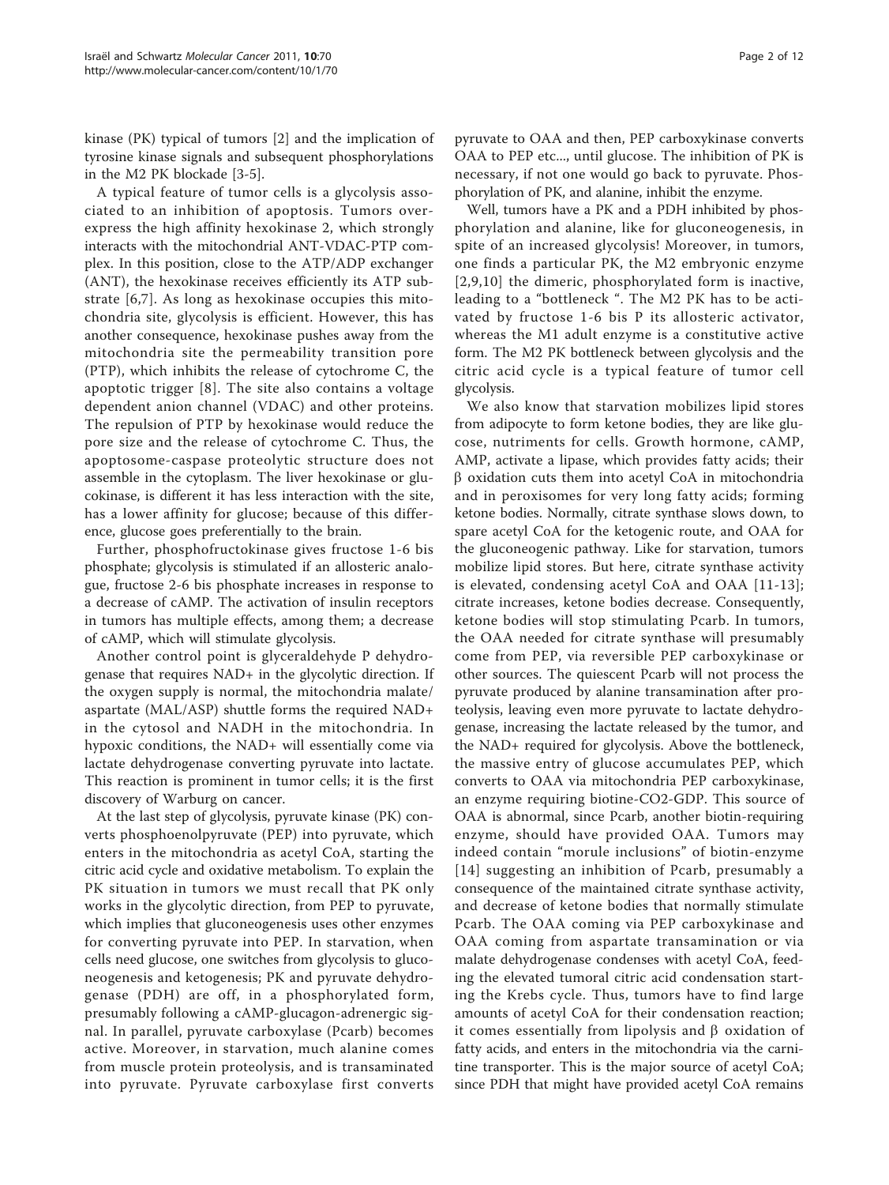kinase (PK) typical of tumors [2] and the implication of tyrosine kinase signals and subsequent phosphorylations in the M2 PK blockade [3-5].

A typical feature of tumor cells is a glycolysis associated to an inhibition of apoptosis. Tumors overexpress the high affinity hexokinase 2, which strongly interacts with the mitochondrial ANT-VDAC-PTP complex. In this position, close to the ATP/ADP exchanger (ANT), the hexokinase receives efficiently its ATP substrate [6,7]. As long as hexokinase occupies this mitochondria site, glycolysis is efficient. However, this has another consequence, hexokinase pushes away from the mitochondria site the permeability transition pore (PTP), which inhibits the release of cytochrome C, the apoptotic trigger [8]. The site also contains a voltage dependent anion channel (VDAC) and other proteins. The repulsion of PTP by hexokinase would reduce the pore size and the release of cytochrome C. Thus, the apoptosome-caspase proteolytic structure does not assemble in the cytoplasm. The liver hexokinase or glucokinase, is different it has less interaction with the site, has a lower affinity for glucose; because of this difference, glucose goes preferentially to the brain.

Further, phosphofructokinase gives fructose 1-6 bis phosphate; glycolysis is stimulated if an allosteric analogue, fructose 2-6 bis phosphate increases in response to a decrease of cAMP. The activation of insulin receptors in tumors has multiple effects, among them; a decrease of cAMP, which will stimulate glycolysis.

Another control point is glyceraldehyde P dehydrogenase that requires NAD+ in the glycolytic direction. If the oxygen supply is normal, the mitochondria malate/aspartate (MAL/ASP) shuttle forms the required NAD+ in the cytosol and NADH in the mitochondria. In hypoxic conditions, the NAD+ will essentially come via lactate dehydrogenase converting pyruvate into lactate. This reaction is prominent in tumor cells; it is the first discovery of Warburg on cancer.

At the last step of glycolysis, pyruvate kinase (PK) converts phosphoenolpyruvate (PEP) into pyruvate, which enters in the mitochondria as acetyl CoA, starting the citric acid cycle and oxidative metabolism. To explain the PK situation in tumors we must recall that PK only works in the glycolytic direction, from PEP to pyruvate, which implies that gluconeogenesis uses other enzymes for converting pyruvate into PEP. In starvation, when cells need glucose, one switches from glycolysis to gluconeogenesis and ketogenesis; PK and pyruvate dehydrogenase (PDH) are off, in a phosphorylated form, presumably following a cAMP-glucagon-adrenergic signal. In parallel, pyruvate carboxylase (Pcarb) becomes active. Moreover, in starvation, much alanine comes from muscle protein proteolysis, and is transaminated into pyruvate. Pyruvate carboxylase first converts pyruvate to OAA and then, PEP carboxykinase converts OAA to PEP etc..., until glucose. The inhibition of PK is necessary, if not one would go back to pyruvate. Phosphorylation of PK, and alanine, inhibit the enzyme.

Well, tumors have a PK and a PDH inhibited by phosphorylation and alanine, like for gluconeogenesis, in spite of an increased glycolysis! Moreover, in tumors, one finds a particular PK, the M2 embryonic enzyme [2,9,10] the dimeric, phosphorylated form is inactive, leading to a "bottleneck ". The M2 PK has to be activated by fructose 1-6 bis P its allosteric activator, whereas the M1 adult enzyme is a constitutive active form. The M2 PK bottleneck between glycolysis and the citric acid cycle is a typical feature of tumor cell glycolysis.

We also know that starvation mobilizes lipid stores from adipocyte to form ketone bodies, they are like glucose, nutriments for cells. Growth hormone, cAMP, AMP, activate a lipase, which provides fatty acids; their β oxidation cuts them into acetyl CoA in mitochondria and in peroxisomes for very long fatty acids; forming ketone bodies. Normally, citrate synthase slows down, to spare acetyl CoA for the ketogenic route, and OAA for the gluconeogenic pathway. Like for starvation, tumors mobilize lipid stores. But here, citrate synthase activity is elevated, condensing acetyl CoA and OAA [11-13]; citrate increases, ketone bodies decrease. Consequently, ketone bodies will stop stimulating Pcarb. In tumors, the OAA needed for citrate synthase will presumably come from PEP, via reversible PEP carboxykinase or other sources. The quiescent Pcarb will not process the pyruvate produced by alanine transamination after proteolysis, leaving even more pyruvate to lactate dehydrogenase, increasing the lactate released by the tumor, and the NAD+ required for glycolysis. Above the bottleneck, the massive entry of glucose accumulates PEP, which converts to OAA via mitochondria PEP carboxykinase, an enzyme requiring biotine-$CO_2$-GDP. This source of OAA is abnormal, since Pcarb, another biotin-requiring enzyme, should have provided OAA. Tumors may indeed contain "morule inclusions" of biotin-enzyme [14] suggesting an inhibition of Pcarb, presumably a consequence of the maintained citrate synthase activity, and decrease of ketone bodies that normally stimulate Pcarb. The OAA coming via PEP carboxykinase and OAA coming from aspartate transamination or via malate dehydrogenase condenses with acetyl CoA, feeding the elevated tumoral citric acid condensation starting the Krebs cycle. Thus, tumors have to find large amounts of acetyl CoA for their condensation reaction; it comes essentially from lipolysis and β oxidation of fatty acids, and enters in the mitochondria via the carnitine transporter. This is the major source of acetyl CoA; since PDH that might have provided acetyl CoA remains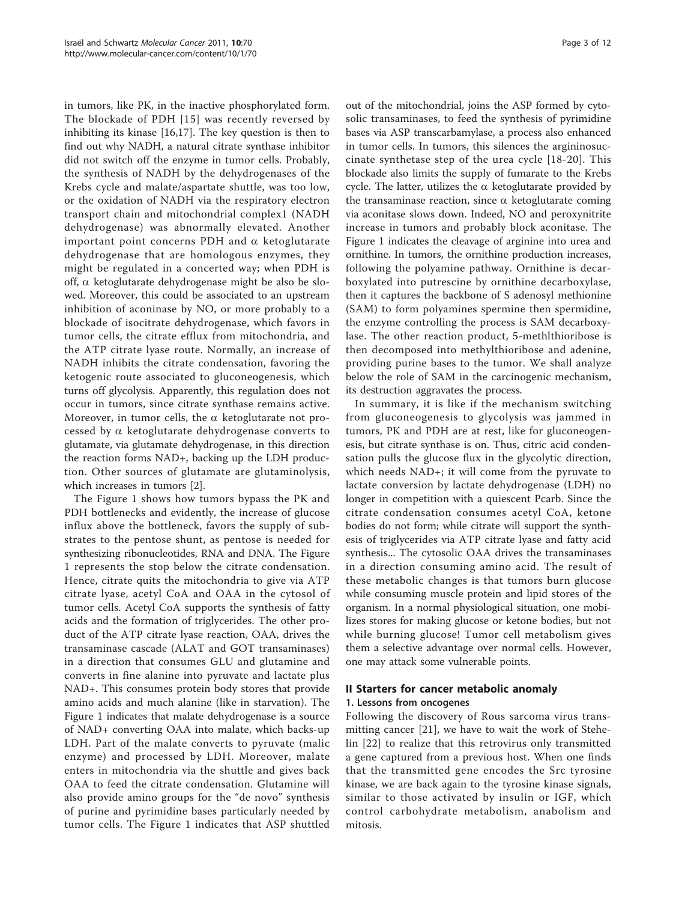in tumors, like PK, in the inactive phosphorylated form. The blockade of PDH [15] was recently reversed by inhibiting its kinase [16,17]. The key question is then to find out why NADH, a natural citrate synthase inhibitor did not switch off the enzyme in tumor cells. Probably, the synthesis of NADH by the dehydrogenases of the Krebs cycle and malate/aspartate shuttle, was too low, or the oxidation of NADH via the respiratory electron transport chain and mitochondrial complex1 (NADH dehydrogenase) was abnormally elevated. Another important point concerns PDH and α ketoglutarate dehydrogenase that are homologous enzymes, they might be regulated in a concerted way; when PDH is off, α ketoglutarate dehydrogenase might be also be slowed. Moreover, this could be associated to an upstream inhibition of aconinase by NO, or more probably to a blockade of isocitrate dehydrogenase, which favors in tumor cells, the citrate efflux from mitochondria, and the ATP citrate lyase route. Normally, an increase of NADH inhibits the citrate condensation, favoring the ketogenic route associated to gluconeogenesis, which turns off glycolysis. Apparently, this regulation does not occur in tumors, since citrate synthase remains active. Moreover, in tumor cells, the α ketoglutarate not processed by α ketoglutarate dehydrogenase converts to glutamate, via glutamate dehydrogenase, in this direction the reaction forms NAD+, backing up the LDH production. Other sources of glutamate are glutaminolysis, which increases in tumors [2].

The Figure 1 shows how tumors bypass the PK and PDH bottlenecks and evidently, the increase of glucose influx above the bottleneck, favors the supply of substrates to the pentose shunt, as pentose is needed for synthesizing ribonucleotides, RNA and DNA. The Figure 1 represents the stop below the citrate condensation. Hence, citrate quits the mitochondria to give via ATP citrate lyase, acetyl CoA and OAA in the cytosol of tumor cells. Acetyl CoA supports the synthesis of fatty acids and the formation of triglycerides. The other product of the ATP citrate lyase reaction, OAA, drives the transaminase cascade (ALAT and GOT transaminases) in a direction that consumes GLU and glutamine and converts in fine alanine into pyruvate and lactate plus NAD+. This consumes protein body stores that provide amino acids and much alanine (like in starvation). The Figure 1 indicates that malate dehydrogenase is a source of NAD+ converting OAA into malate, which backs-up LDH. Part of the malate converts to pyruvate (malic enzyme) and processed by LDH. Moreover, malate enters in mitochondria via the shuttle and gives back OAA to feed the citrate condensation. Glutamine will also provide amino groups for the "de novo" synthesis of purine and pyrimidine bases particularly needed by tumor cells. The Figure 1 indicates that ASP shuttled out of the mitochondrial, joins the ASP formed by cytosolic transaminases, to feed the synthesis of pyrimidine bases via ASP transcarbamylase, a process also enhanced in tumor cells. In tumors, this silences the argininosuccinate synthetase step of the urea cycle [18-20]. This blockade also limits the supply of fumarate to the Krebs cycle. The latter, utilizes the α ketoglutarate provided by the transaminase reaction, since α ketoglutarate coming via aconitase slows down. Indeed, NO and peroxynitrite increase in tumors and probably block aconitase. The Figure 1 indicates the cleavage of arginine into urea and ornithine. In tumors, the ornithine production increases, following the polyamine pathway. Ornithine is decarboxylated into putrescine by ornithine decarboxylase, then it captures the backbone of S adenosyl methionine (SAM) to form polyamines spermine then spermidine, the enzyme controlling the process is SAM decarboxylase. The other reaction product, 5-methlthioribose is then decomposed into methylthioribose and adenine, providing purine bases to the tumor. We shall analyze below the role of SAM in the carcinogenic mechanism, its destruction aggravates the process.

In summary, it is like if the mechanism switching from gluconeogenesis to glycolysis was jammed in tumors, PK and PDH are at rest, like for gluconeogenesis, but citrate synthase is on. Thus, citric acid condensation pulls the glucose flux in the glycolytic direction, which needs NAD+; it will come from the pyruvate to lactate conversion by lactate dehydrogenase (LDH) no longer in competition with a quiescent Pcarb. Since the citrate condensation consumes acetyl CoA, ketone bodies do not form; while citrate will support the synthesis of triglycerides via ATP citrate lyase and fatty acid synthesis... The cytosolic OAA drives the transaminases in a direction consuming amino acid. The result of these metabolic changes is that tumors burn glucose while consuming muscle protein and lipid stores of the organism. In a normal physiological situation, one mobilizes stores for making glucose or ketone bodies, but not while burning glucose! Tumor cell metabolism gives them a selective advantage over normal cells. However, one may attack some vulnerable points.

## II Starters for cancer metabolic anomaly

### 1. Lessons from oncogenes

Following the discovery of Rous sarcoma virus transmitting cancer [21], we have to wait the work of Stehelin [22] to realize that this retrovirus only transmitted a gene captured from a previous host. When one finds that the transmitted gene encodes the Src tyrosine kinase, we are back again to the tyrosine kinase signals, similar to those activated by insulin or IGF, which control carbohydrate metabolism, anabolism and mitosis.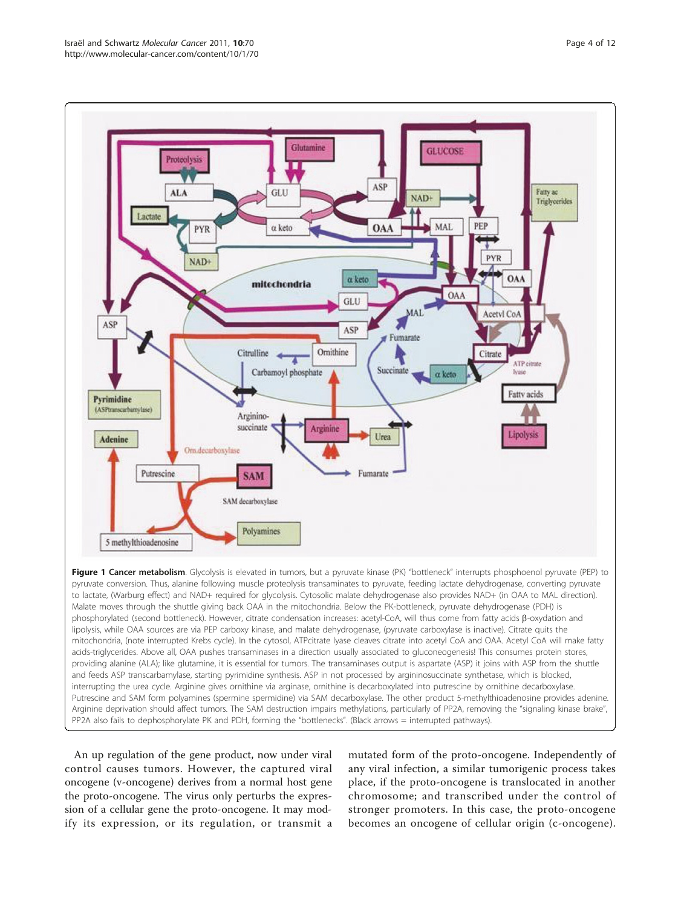**Figure 1 Cancer metabolism**. Glycolysis is elevated in tumors, but a pyruvate kinase (PK) "bottleneck" interrupts phosphoenol pyruvate (PEP) to pyruvate conversion. Thus, alanine following muscle proteolysis transaminates to pyruvate, feeding lactate dehydrogenase, converting pyruvate to lactate, (Warburg effect) and NAD+ required for glycolysis. Cytosolic malate dehydrogenase also provides NAD+ (in OAA to MAL direction). Malate moves through the shuttle giving back OAA in the mitochondria. Below the PK-bottleneck, pyruvate dehydrogenase (PDH) is phosphorylated (second bottleneck). However, citrate condensation increases: acetyl-CoA, will thus come from fatty acids β-oxydation and lipolysis, while OAA sources are via PEP carboxy kinase, and malate dehydrogenase, (pyruvate carboxylase is inactive). Citrate quits the mitochondria, (note interrupted Krebs cycle). In the cytosol, ATPcitrate lyase cleaves citrate into acetyl CoA and OAA. Acetyl CoA will make fatty acids-triglycerides. Above all, OAA pushes transaminases in a direction usually associated to gluconeogenesis! This consumes protein stores, providing alanine (ALA); like glutamine, it is essential for tumors. The transaminases output is aspartate (ASP) it joins with ASP from the shuttle and feeds ASP transcarbamylase, starting pyrimidine synthesis. ASP in not processed by argininosuccinate synthetase, which is blocked, interrupting the urea cycle. Arginine gives ornithine via arginase, ornithine is decarboxylated into putrescine by ornithine decarboxylase. Putrescine and SAM form polyamines (spermine spermidine) via SAM decarboxylase. The other product 5-methylthioadenosine provides adenine. Arginine deprivation should affect tumors. The SAM destruction impairs methylations, particularly of PP2A, removing the "signaling kinase brake", PP2A also fails to dephosphorylate PK and PDH, forming the "bottlenecks". (Black arrows = interrupted pathways).

An up regulation of the gene product, now under viral control causes tumors. However, the captured viral oncogene (v-oncogene) derives from a normal host gene the proto-oncogene. The virus only perturbs the expression of a cellular gene the proto-oncogene. It may modify its expression, or its regulation, or transmit a mutated form of the proto-oncogene. Independently of any viral infection, a similar tumorigenic process takes place, if the proto-oncogene is translocated in another chromosome; and transcribed under the control of stronger promoters. In this case, the proto-oncogene becomes an oncogene of cellular origin (c-oncogene).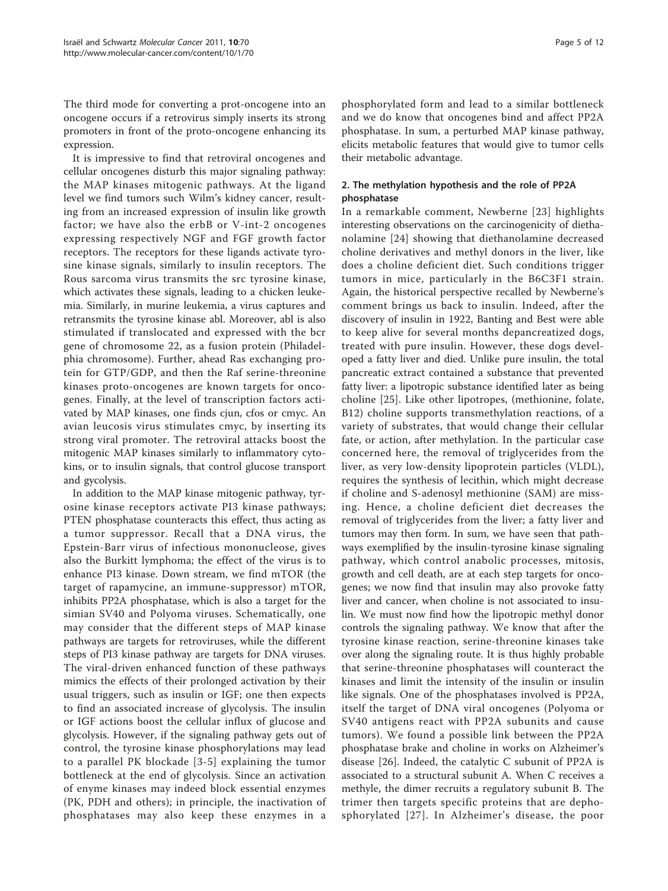The third mode for converting a prot-oncogene into an oncogene occurs if a retrovirus simply inserts its strong promoters in front of the proto-oncogene enhancing its expression.

It is impressive to find that retroviral oncogenes and cellular oncogenes disturb this major signaling pathway: the MAP kinases mitogenic pathways. At the ligand level we find tumors such Wilm's kidney cancer, resulting from an increased expression of insulin like growth factor; we have also the erbB or V-int-2 oncogenes expressing respectively NGF and FGF growth factor receptors. The receptors for these ligands activate tyrosine kinase signals, similarly to insulin receptors. The Rous sarcoma virus transmits the src tyrosine kinase, which activates these signals, leading to a chicken leukemia. Similarly, in murine leukemia, a virus captures and retransmits the tyrosine kinase abl. Moreover, abl is also stimulated if translocated and expressed with the bcr gene of chromosome 22, as a fusion protein (Philadelphia chromosome). Further, ahead Ras exchanging protein for GTP/GDP, and then the Raf serine-threonine kinases proto-oncogenes are known targets for oncogenes. Finally, at the level of transcription factors activated by MAP kinases, one finds cjun, cfos or cmyc. An avian leucosis virus stimulates cmyc, by inserting its strong viral promoter. The retroviral attacks boost the mitogenic MAP kinases similarly to inflammatory cytokins, or to insulin signals, that control glucose transport and gycolysis.

In addition to the MAP kinase mitogenic pathway, tyrosine kinase receptors activate PI3 kinase pathways; PTEN phosphatase counteracts this effect, thus acting as a tumor suppressor. Recall that a DNA virus, the Epstein-Barr virus of infectious mononucleose, gives also the Burkitt lymphoma; the effect of the virus is to enhance PI3 kinase. Down stream, we find mTOR (the target of rapamycine, an immune-suppressor) mTOR, inhibits PP2A phosphatase, which is also a target for the simian SV40 and Polyoma viruses. Schematically, one may consider that the different steps of MAP kinase pathways are targets for retroviruses, while the different steps of PI3 kinase pathway are targets for DNA viruses. The viral-driven enhanced function of these pathways mimics the effects of their prolonged activation by their usual triggers, such as insulin or IGF; one then expects to find an associated increase of glycolysis. The insulin or IGF actions boost the cellular influx of glucose and glycolysis. However, if the signaling pathway gets out of control, the tyrosine kinase phosphorylations may lead to a parallel PK blockade [3-5] explaining the tumor bottleneck at the end of glycolysis. Since an activation of enyme kinases may indeed block essential enzymes (PK, PDH and others); in principle, the inactivation of phosphatases may also keep these enzymes in a phosphorylated form and lead to a similar bottleneck and we do know that oncogenes bind and affect PP2A phosphatase. In sum, a perturbed MAP kinase pathway, elicits metabolic features that would give to tumor cells their metabolic advantage.

## 2. The methylation hypothesis and the role of PP2A phosphatase

In a remarkable comment, Newberne [23] highlights interesting observations on the carcinogenicity of diethanolamine [24] showing that diethanolamine decreased choline derivatives and methyl donors in the liver, like does a choline deficient diet. Such conditions trigger tumors in mice, particularly in the B6C3F1 strain. Again, the historical perspective recalled by Newberne's comment brings us back to insulin. Indeed, after the discovery of insulin in 1922, Banting and Best were able to keep alive for several months depancreatized dogs, treated with pure insulin. However, these dogs developed a fatty liver and died. Unlike pure insulin, the total pancreatic extract contained a substance that prevented fatty liver: a lipotropic substance identified later as being choline [25]. Like other lipotropes, (methionine, folate, B12) choline supports transmethylation reactions, of a variety of substrates, that would change their cellular fate, or action, after methylation. In the particular case concerned here, the removal of triglycerides from the liver, as very low-density lipoprotein particles (VLDL), requires the synthesis of lecithin, which might decrease if choline and S-adenosyl methionine (SAM) are missing. Hence, a choline deficient diet decreases the removal of triglycerides from the liver; a fatty liver and tumors may then form. In sum, we have seen that pathways exemplified by the insulin-tyrosine kinase signaling pathway, which control anabolic processes, mitosis, growth and cell death, are at each step targets for oncogenes; we now find that insulin may also provoke fatty liver and cancer, when choline is not associated to insulin. We must now find how the lipotropic methyl donor controls the signaling pathway. We know that after the tyrosine kinase reaction, serine-threonine kinases take over along the signaling route. It is thus highly probable that serine-threonine phosphatases will counteract the kinases and limit the intensity of the insulin or insulin like signals. One of the phosphatases involved is PP2A, itself the target of DNA viral oncogenes (Polyoma or SV40 antigens react with PP2A subunits and cause tumors). We found a possible link between the PP2A phosphatase brake and choline in works on Alzheimer's disease [26]. Indeed, the catalytic C subunit of PP2A is associated to a structural subunit A. When C receives a methyle, the dimer recruits a regulatory subunit B. The trimer then targets specific proteins that are dephosphorylated [27]. In Alzheimer's disease, the poor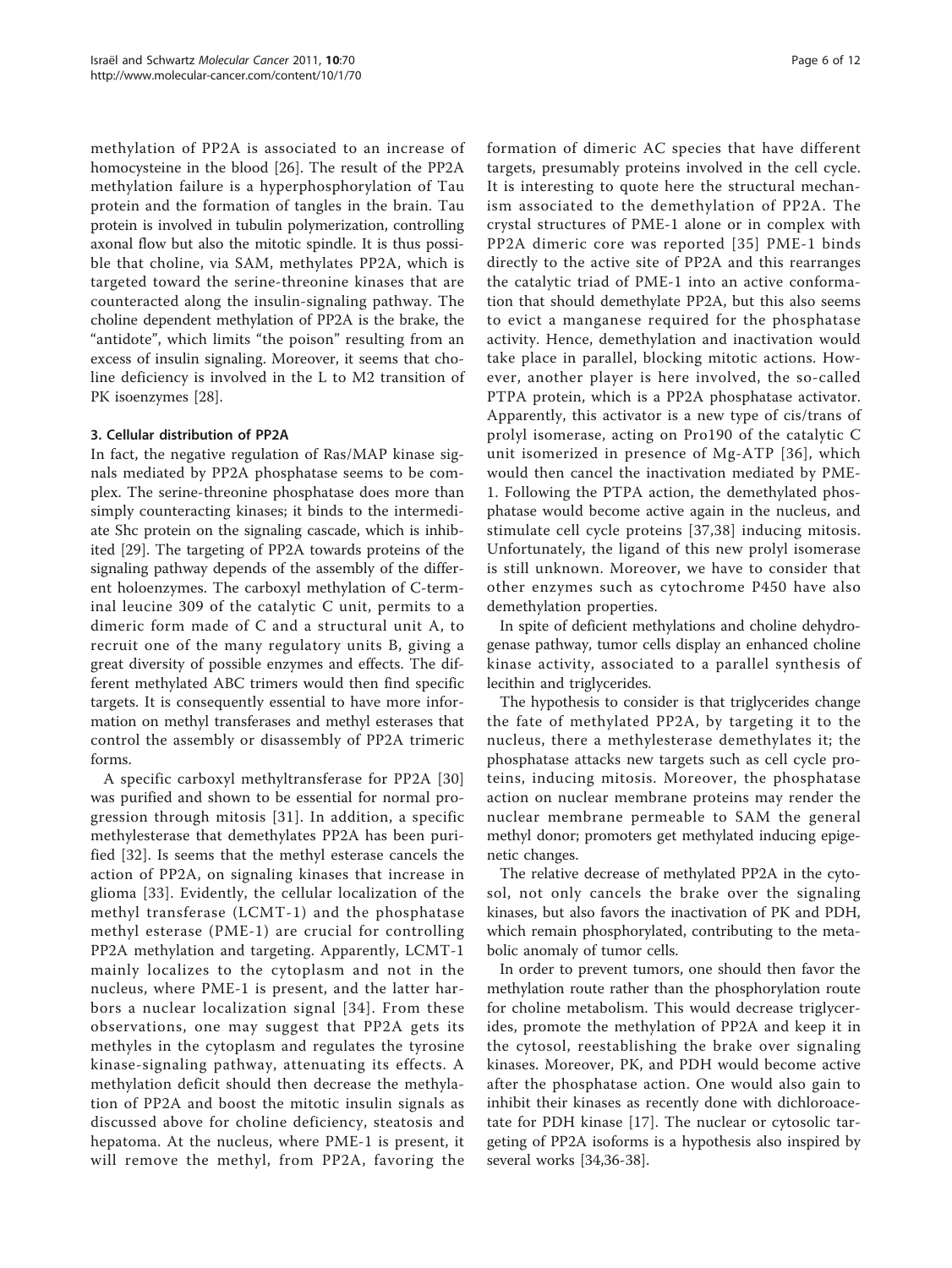methylation of PP2A is associated to an increase of homocysteine in the blood [26]. The result of the PP2A methylation failure is a hyperphosphorylation of Tau protein and the formation of tangles in the brain. Tau protein is involved in tubulin polymerization, controlling axonal flow but also the mitotic spindle. It is thus possible that choline, via SAM, methylates PP2A, which is targeted toward the serine-threonine kinases that are counteracted along the insulin-signaling pathway. The choline dependent methylation of PP2A is the brake, the "antidote", which limits "the poison" resulting from an excess of insulin signaling. Moreover, it seems that choline deficiency is involved in the L to M2 transition of PK isoenzymes [28].

### 3. Cellular distribution of PP2A

In fact, the negative regulation of Ras/MAP kinase signals mediated by PP2A phosphatase seems to be complex. The serine-threonine phosphatase does more than simply counteracting kinases; it binds to the intermediate Shc protein on the signaling cascade, which is inhibited [29]. The targeting of PP2A towards proteins of the signaling pathway depends of the assembly of the different holoenzymes. The carboxyl methylation of C-terminal leucine 309 of the catalytic C unit, permits to a dimeric form made of C and a structural unit A, to recruit one of the many regulatory units B, giving a great diversity of possible enzymes and effects. The different methylated ABC trimers would then find specific targets. It is consequently essential to have more information on methyl transferases and methyl esterases that control the assembly or disassembly of PP2A trimeric forms.

A specific carboxyl methyltransferase for PP2A [30] was purified and shown to be essential for normal progression through mitosis [31]. In addition, a specific methylesterase that demethylates PP2A has been purified [32]. Is seems that the methyl esterase cancels the action of PP2A, on signaling kinases that increase in glioma [33]. Evidently, the cellular localization of the methyl transferase (LCMT-1) and the phosphatase methyl esterase (PME-1) are crucial for controlling PP2A methylation and targeting. Apparently, LCMT-1 mainly localizes to the cytoplasm and not in the nucleus, where PME-1 is present, and the latter harbors a nuclear localization signal [34]. From these observations, one may suggest that PP2A gets its methyles in the cytoplasm and regulates the tyrosine kinase-signaling pathway, attenuating its effects. A methylation deficit should then decrease the methylation of PP2A and boost the mitotic insulin signals as discussed above for choline deficiency, steatosis and hepatoma. At the nucleus, where PME-1 is present, it will remove the methyl, from PP2A, favoring the formation of dimeric AC species that have different targets, presumably proteins involved in the cell cycle. It is interesting to quote here the structural mechanism associated to the demethylation of PP2A. The crystal structures of PME-1 alone or in complex with PP2A dimeric core was reported [35] PME-1 binds directly to the active site of PP2A and this rearranges the catalytic triad of PME-1 into an active conformation that should demethylate PP2A, but this also seems to evict a manganese required for the phosphatase activity. Hence, demethylation and inactivation would take place in parallel, blocking mitotic actions. However, another player is here involved, the so-called PTPA protein, which is a PP2A phosphatase activator. Apparently, this activator is a new type of cis/trans of prolyl isomerase, acting on Pro190 of the catalytic C unit isomerized in presence of Mg-ATP [36], which would then cancel the inactivation mediated by PME-1. Following the PTPA action, the demethylated phosphatase would become active again in the nucleus, and stimulate cell cycle proteins [37,38] inducing mitosis. Unfortunately, the ligand of this new prolyl isomerase is still unknown. Moreover, we have to consider that other enzymes such as cytochrome P450 have also demethylation properties.

In spite of deficient methylations and choline dehydrogenase pathway, tumor cells display an enhanced choline kinase activity, associated to a parallel synthesis of lecithin and triglycerides.

The hypothesis to consider is that triglycerides change the fate of methylated PP2A, by targeting it to the nucleus, there a methylesterase demethylates it; the phosphatase attacks new targets such as cell cycle proteins, inducing mitosis. Moreover, the phosphatase action on nuclear membrane proteins may render the nuclear membrane permeable to SAM the general methyl donor; promoters get methylated inducing epigenetic changes.

The relative decrease of methylated PP2A in the cytosol, not only cancels the brake over the signaling kinases, but also favors the inactivation of PK and PDH, which remain phosphorylated, contributing to the metabolic anomaly of tumor cells.

In order to prevent tumors, one should then favor the methylation route rather than the phosphorylation route for choline metabolism. This would decrease triglycerides, promote the methylation of PP2A and keep it in the cytosol, reestablishing the brake over signaling kinases. Moreover, PK, and PDH would become active after the phosphatase action. One would also gain to inhibit their kinases as recently done with dichloroacetate for PDH kinase [17]. The nuclear or cytosolic targeting of PP2A isoforms is a hypothesis also inspired by several works [34,36-38].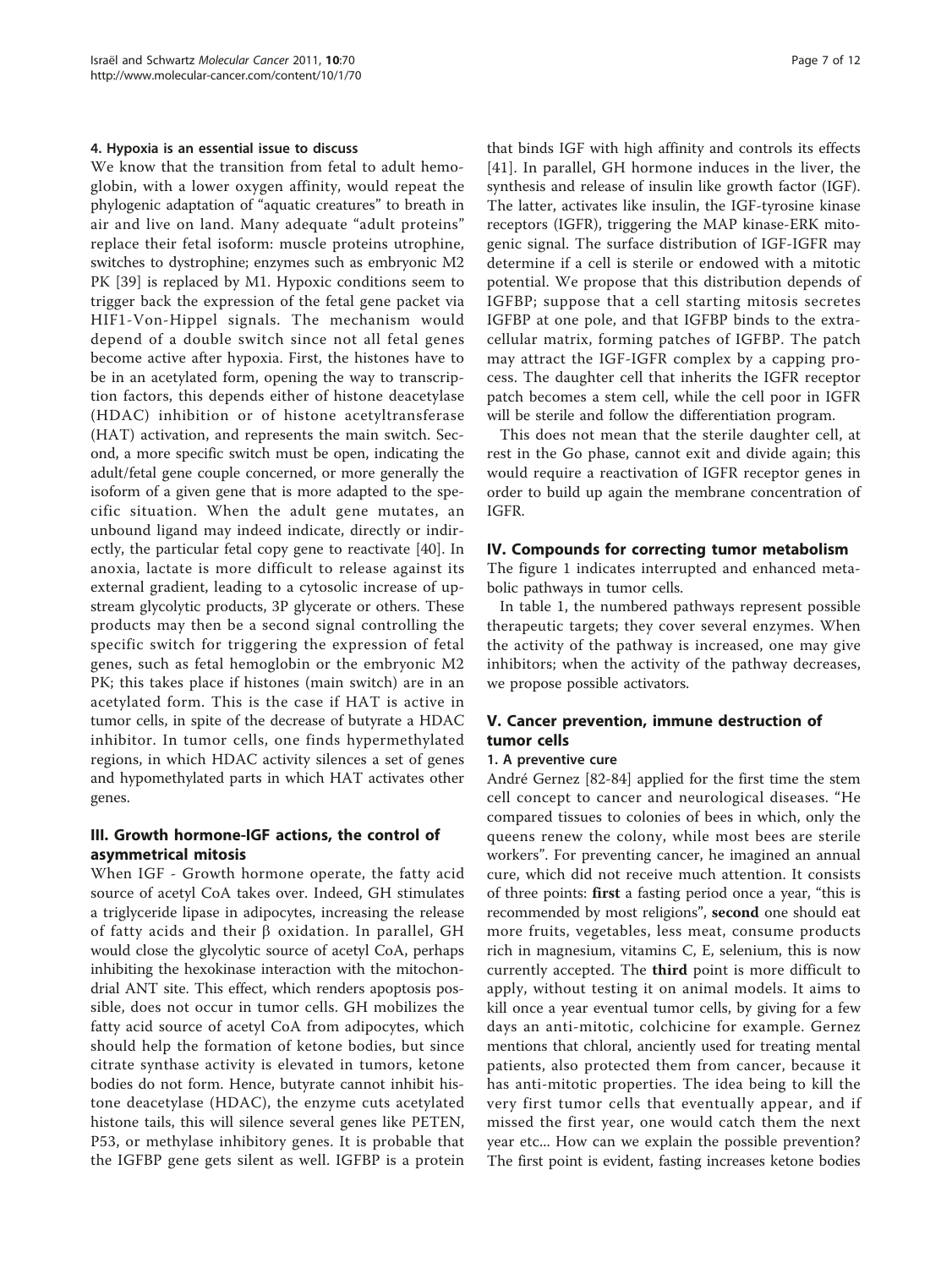#### 4. Hypoxia is an essential issue to discuss

We know that the transition from fetal to adult hemoglobin, with a lower oxygen affinity, would repeat the phylogenic adaptation of "aquatic creatures" to breath in air and live on land. Many adequate "adult proteins" replace their fetal isoform: muscle proteins utrophine, switches to dystrophine; enzymes such as embryonic M2 PK [39] is replaced by M1. Hypoxic conditions seem to trigger back the expression of the fetal gene packet via HIF1-Von-Hippel signals. The mechanism would depend of a double switch since not all fetal genes become active after hypoxia. First, the histones have to be in an acetylated form, opening the way to transcription factors, this depends either of histone deacetylase (HDAC) inhibition or of histone acetyltransferase (HAT) activation, and represents the main switch. Second, a more specific switch must be open, indicating the adult/fetal gene couple concerned, or more generally the isoform of a given gene that is more adapted to the specific situation. When the adult gene mutates, an unbound ligand may indeed indicate, directly or indirectly, the particular fetal copy gene to reactivate [40]. In anoxia, lactate is more difficult to release against its external gradient, leading to a cytosolic increase of upstream glycolytic products, 3P glycerate or others. These products may then be a second signal controlling the specific switch for triggering the expression of fetal genes, such as fetal hemoglobin or the embryonic M2 PK; this takes place if histones (main switch) are in an acetylated form. This is the case if HAT is active in tumor cells, in spite of the decrease of butyrate a HDAC inhibitor. In tumor cells, one finds hypermethylated regions, in which HDAC activity silences a set of genes and hypomethylated parts in which HAT activates other genes.

## III. Growth hormone-IGF actions, the control of asymmetrical mitosis

When IGF - Growth hormone operate, the fatty acid source of acetyl CoA takes over. Indeed, GH stimulates a triglyceride lipase in adipocytes, increasing the release of fatty acids and their β oxidation. In parallel, GH would close the glycolytic source of acetyl CoA, perhaps inhibiting the hexokinase interaction with the mitochondrial ANT site. This effect, which renders apoptosis possible, does not occur in tumor cells. GH mobilizes the fatty acid source of acetyl CoA from adipocytes, which should help the formation of ketone bodies, but since citrate synthase activity is elevated in tumors, ketone bodies do not form. Hence, butyrate cannot inhibit histone deacetylase (HDAC), the enzyme cuts acetylated histone tails, this will silence several genes like PETEN, P53, or methylase inhibitory genes. It is probable that the IGFBP gene gets silent as well. IGFBP is a protein that binds IGF with high affinity and controls its effects [41]. In parallel, GH hormone induces in the liver, the synthesis and release of insulin like growth factor (IGF). The latter, activates like insulin, the IGF-tyrosine kinase receptors (IGFR), triggering the MAP kinase-ERK mitogenic signal. The surface distribution of IGF-IGFR may determine if a cell is sterile or endowed with a mitotic potential. We propose that this distribution depends of IGFBP; suppose that a cell starting mitosis secretes IGFBP at one pole, and that IGFBP binds to the extracellular matrix, forming patches of IGFBP. The patch may attract the IGF-IGFR complex by a capping process. The daughter cell that inherits the IGFR receptor patch becomes a stem cell, while the cell poor in IGFR will be sterile and follow the differentiation program.

This does not mean that the sterile daughter cell, at rest in the Go phase, cannot exit and divide again; this would require a reactivation of IGFR receptor genes in order to build up again the membrane concentration of IGFR.

## IV. Compounds for correcting tumor metabolism

The figure 1 indicates interrupted and enhanced metabolic pathways in tumor cells.

In table 1, the numbered pathways represent possible therapeutic targets; they cover several enzymes. When the activity of the pathway is increased, one may give inhibitors; when the activity of the pathway decreases, we propose possible activators.

## V. Cancer prevention, immune destruction of tumor cells

#### 1. A preventive cure

André Gernez [82-84] applied for the first time the stem cell concept to cancer and neurological diseases. "He compared tissues to colonies of bees in which, only the queens renew the colony, while most bees are sterile workers". For preventing cancer, he imagined an annual cure, which did not receive much attention. It consists of three points: **first** a fasting period once a year, "this is recommended by most religions", **second** one should eat more fruits, vegetables, less meat, consume products rich in magnesium, vitamins C, E, selenium, this is now currently accepted. The **third** point is more difficult to apply, without testing it on animal models. It aims to kill once a year eventual tumor cells, by giving for a few days an anti-mitotic, colchicine for example. Gernez mentions that chloral, anciently used for treating mental patients, also protected them from cancer, because it has anti-mitotic properties. The idea being to kill the very first tumor cells that eventually appear, and if missed the first year, one would catch them the next year etc... How can we explain the possible prevention? The first point is evident, fasting increases ketone bodies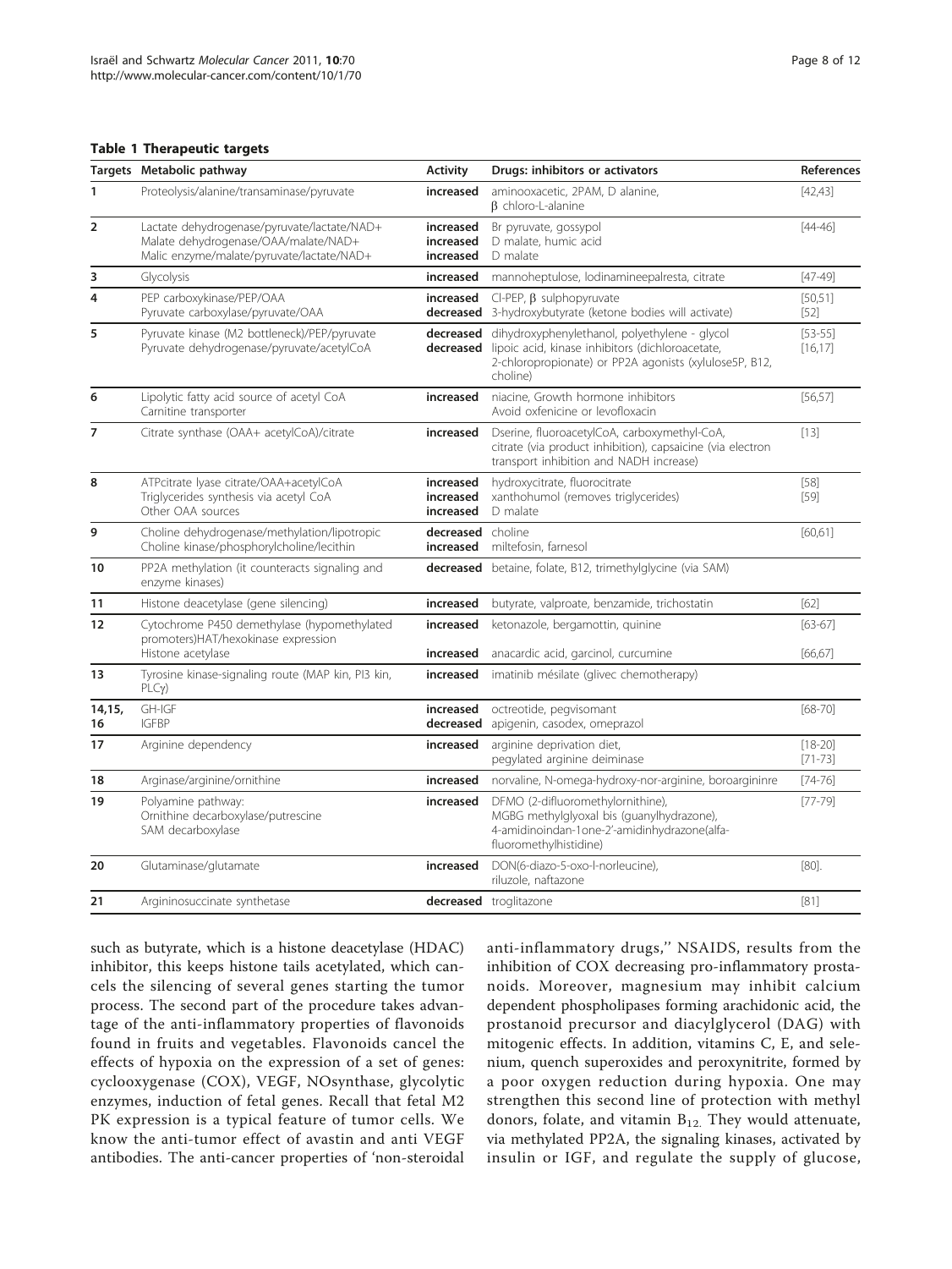**Table 1 Therapeutic targets**

| Targets | Metabolic pathway | Activity | Drugs: inhibitors or activators | References |
|---|---|---|---|---|
| 1 | Proteolysis/alanine/transaminase/pyruvate | **increased** | aminooxacetic, 2PAM, D alanine, β chloro-L-alanine | [42,43] |
| 2 | Lactate dehydrogenase/pyruvate/lactate/NAD+<br>Malate dehydrogenase/OAA/malate/NAD+<br>Malic enzyme/malate/pyruvate/lactate/NAD+ | **increased**<br>**increased**<br>**increased** | Br pyruvate, gossypol<br>D malate, humic acid<br>D malate | [44-46] |
| 3 | Glycolysis | **increased** | mannoheptulose, lodinamineepalresta, citrate | [47-49] |
| 4 | PEP carboxykinase/PEP/OAA<br>Pyruvate carboxylase/pyruvate/OAA | **increased**<br>**decreased** | Cl-PEP, β sulphopyruvate<br>3-hydroxybutyrate (ketone bodies will activate) | [50,51]<br>[52] |
| 5 | Pyruvate kinase (M2 bottleneck)/PEP/pyruvate<br>Pyruvate dehydrogenase/pyruvate/acetylCoA | **decreased**<br>**decreased** | dihydroxyphenylethanol, polyethylene - glycol<br>lipoic acid, kinase inhibitors (dichloroacetate, 2-chloropropionate) or PP2A agonists (xylulose5P, B12, choline) | [53-55]<br>[16,17] |
| 6 | Lipolytic fatty acid source of acetyl CoA<br>Carnitine transporter | **increased** | niacine, Growth hormone inhibitors<br>Avoid oxfenicine or levofloxacin | [56,57] |
| 7 | Citrate synthase (OAA+ acetylCoA)/citrate | **increased** | Dserine, fluoroacetylCoA, carboxymethyl-CoA, citrate (via product inhibition), capsaicine (via electron transport inhibition and NADH increase) | [13] |
| 8 | ATPcitrate lyase citrate/OAA+acetylCoA<br>Triglycerides synthesis via acetyl CoA<br>Other OAA sources | **increased**<br>**increased**<br>**increased** | hydroxycitrate, fluorocitrate<br>xanthohumol (removes triglycerides)<br>D malate | [58]<br>[59] |
| 9 | Choline dehydrogenase/methylation/lipotropic<br>Choline kinase/phosphorylcholine/lecithin | **decreased**<br>**increased** | choline<br>miltefosin, farnesol | [60,61] |
| 10 | PP2A methylation (it counteracts signaling and enzyme kinases) | **decreased** | betaine, folate, B12, trimethylglycine (via SAM) | |
| 11 | Histone deacetylase (gene silencing) | **increased** | butyrate, valproate, benzamide, trichostatin | [62] |
| 12 | Cytochrome P450 demethylase (hypomethylated promoters)HAT/hexokinase expression<br>Histone acetylase | **increased**<br>**increased** | ketonazole, bergamottin, quinine<br>anacardic acid, garcinol, curcumine | [63-67]<br>[66,67] |
| 13 | Tyrosine kinase-signaling route (MAP kin, PI3 kin, PLCγ) | **increased** | imatinib mésilate (glivec chemotherapy) | |
| 14,15, 16 | GH-IGF<br>IGFBP | **increased**<br>**decreased** | octreotide, pegvisomant<br>apigenin, casodex, omeprazol | [68-70] |
| 17 | Arginine dependency | **increased** | arginine deprivation diet, pegylated arginine deiminase | [18-20]<br>[71-73] |
| 18 | Arginase/arginine/ornithine | **increased** | norvaline, N-omega-hydroxy-nor-arginine, boroargininre | [74-76] |
| 19 | Polyamine pathway:<br>Ornithine decarboxylase/putrescine<br>SAM decarboxylase | **increased** | DFMO (2-difluoromethylornithine), MGBG methylglyoxal bis (guanylhydrazone), 4-amidinoindan-1one-2'-amidinhydrazone(alfa-fluoromethylhistidine) | [77-79] |
| 20 | Glutaminase/glutamate | **increased** | DON(6-diazo-5-oxo-l-norleucine), riluzole, naftazone | [80]. |
| 21 | Argininosuccinate synthetase | **decreased** | troglitazone | [81] |

such as butyrate, which is a histone deacetylase (HDAC) inhibitor, this keeps histone tails acetylated, which cancels the silencing of several genes starting the tumor process. The second part of the procedure takes advantage of the anti-inflammatory properties of flavonoids found in fruits and vegetables. Flavonoids cancel the effects of hypoxia on the expression of a set of genes: cyclooxygenase (COX), VEGF, NOsynthase, glycolytic enzymes, induction of fetal genes. Recall that fetal M2 PK expression is a typical feature of tumor cells. We know the anti-tumor effect of avastin and anti VEGF antibodies. The anti-cancer properties of 'non-steroidal anti-inflammatory drugs,'' NSAIDS, results from the inhibition of COX decreasing pro-inflammatory prostanoids. Moreover, magnesium may inhibit calcium dependent phospholipases forming arachidonic acid, the prostanoid precursor and diacylglycerol (DAG) with mitogenic effects. In addition, vitamins C, E, and selenium, quench superoxides and peroxynitrite, formed by a poor oxygen reduction during hypoxia. One may strengthen this second line of protection with methyl donors, folate, and vitamin $B_{12}$. They would attenuate, via methylated PP2A, the signaling kinases, activated by insulin or IGF, and regulate the supply of glucose,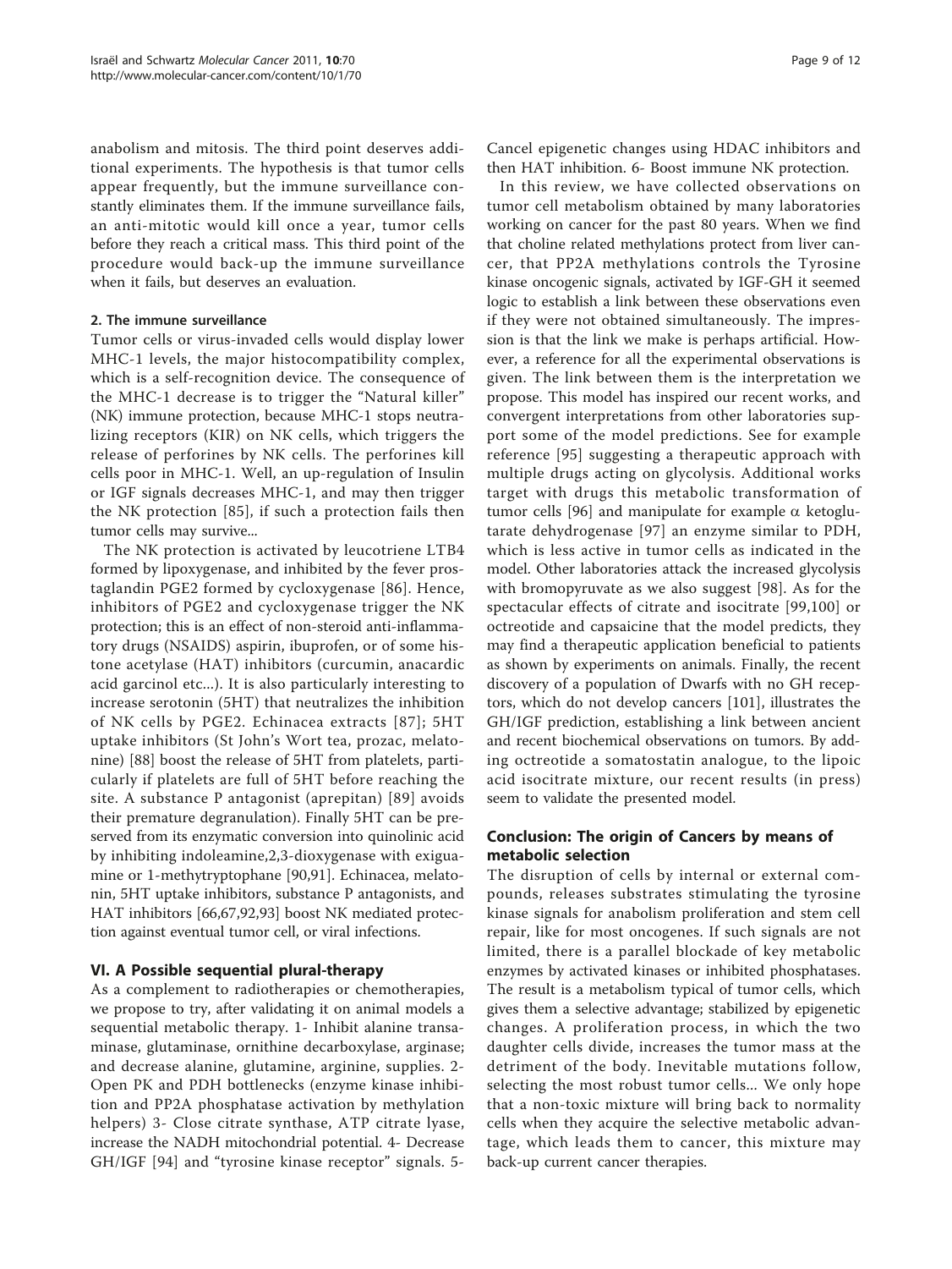anabolism and mitosis. The third point deserves additional experiments. The hypothesis is that tumor cells appear frequently, but the immune surveillance constantly eliminates them. If the immune surveillance fails, an anti-mitotic would kill once a year, tumor cells before they reach a critical mass. This third point of the procedure would back-up the immune surveillance when it fails, but deserves an evaluation.

#### 2. The immune surveillance

Tumor cells or virus-invaded cells would display lower MHC-1 levels, the major histocompatibility complex, which is a self-recognition device. The consequence of the MHC-1 decrease is to trigger the "Natural killer" (NK) immune protection, because MHC-1 stops neutralizing receptors (KIR) on NK cells, which triggers the release of perforines by NK cells. The perforines kill cells poor in MHC-1. Well, an up-regulation of Insulin or IGF signals decreases MHC-1, and may then trigger the NK protection [85], if such a protection fails then tumor cells may survive...

The NK protection is activated by leucotriene LTB4 formed by lipoxygenase, and inhibited by the fever prostaglandin PGE2 formed by cycloxygenase [86]. Hence, inhibitors of PGE2 and cycloxygenase trigger the NK protection; this is an effect of non-steroid anti-inflammatory drugs (NSAIDS) aspirin, ibuprofen, or of some histone acetylase (HAT) inhibitors (curcumin, anacardic acid garcinol etc...). It is also particularly interesting to increase serotonin (5HT) that neutralizes the inhibition of NK cells by PGE2. Echinacea extracts [87]; 5HT uptake inhibitors (St John's Wort tea, prozac, melatonine) [88] boost the release of 5HT from platelets, particularly if platelets are full of 5HT before reaching the site. A substance P antagonist (aprepitan) [89] avoids their premature degranulation). Finally 5HT can be preserved from its enzymatic conversion into quinolinic acid by inhibiting indoleamine,2,3-dioxygenase with exiguamine or 1-methytryptophane [90,91]. Echinacea, melatonin, 5HT uptake inhibitors, substance P antagonists, and HAT inhibitors [66,67,92,93] boost NK mediated protection against eventual tumor cell, or viral infections.

## VI. A Possible sequential plural-therapy

As a complement to radiotherapies or chemotherapies, we propose to try, after validating it on animal models a sequential metabolic therapy. 1- Inhibit alanine transaminase, glutaminase, ornithine decarboxylase, arginase; and decrease alanine, glutamine, arginine, supplies. 2- Open PK and PDH bottlenecks (enzyme kinase inhibition and PP2A phosphatase activation by methylation helpers) 3- Close citrate synthase, ATP citrate lyase, increase the NADH mitochondrial potential. 4- Decrease GH/IGF [94] and "tyrosine kinase receptor" signals. 5- Cancel epigenetic changes using HDAC inhibitors and then HAT inhibition. 6- Boost immune NK protection.

In this review, we have collected observations on tumor cell metabolism obtained by many laboratories working on cancer for the past 80 years. When we find that choline related methylations protect from liver cancer, that PP2A methylations controls the Tyrosine kinase oncogenic signals, activated by IGF-GH it seemed logic to establish a link between these observations even if they were not obtained simultaneously. The impression is that the link we make is perhaps artificial. However, a reference for all the experimental observations is given. The link between them is the interpretation we propose. This model has inspired our recent works, and convergent interpretations from other laboratories support some of the model predictions. See for example reference [95] suggesting a therapeutic approach with multiple drugs acting on glycolysis. Additional works target with drugs this metabolic transformation of tumor cells [96] and manipulate for example $\alpha$ ketoglutarate dehydrogenase [97] an enzyme similar to PDH, which is less active in tumor cells as indicated in the model. Other laboratories attack the increased glycolysis with bromopyruvate as we also suggest [98]. As for the spectacular effects of citrate and isocitrate [99,100] or octreotide and capsaicine that the model predicts, they may find a therapeutic application beneficial to patients as shown by experiments on animals. Finally, the recent discovery of a population of Dwarfs with no GH receptors, which do not develop cancers [101], illustrates the GH/IGF prediction, establishing a link between ancient and recent biochemical observations on tumors. By adding octreotide a somatostatin analogue, to the lipoic acid isocitrate mixture, our recent results (in press) seem to validate the presented model.

## Conclusion: The origin of Cancers by means of metabolic selection

The disruption of cells by internal or external compounds, releases substrates stimulating the tyrosine kinase signals for anabolism proliferation and stem cell repair, like for most oncogenes. If such signals are not limited, there is a parallel blockade of key metabolic enzymes by activated kinases or inhibited phosphatases. The result is a metabolism typical of tumor cells, which gives them a selective advantage; stabilized by epigenetic changes. A proliferation process, in which the two daughter cells divide, increases the tumor mass at the detriment of the body. Inevitable mutations follow, selecting the most robust tumor cells... We only hope that a non-toxic mixture will bring back to normality cells when they acquire the selective metabolic advantage, which leads them to cancer, this mixture may back-up current cancer therapies.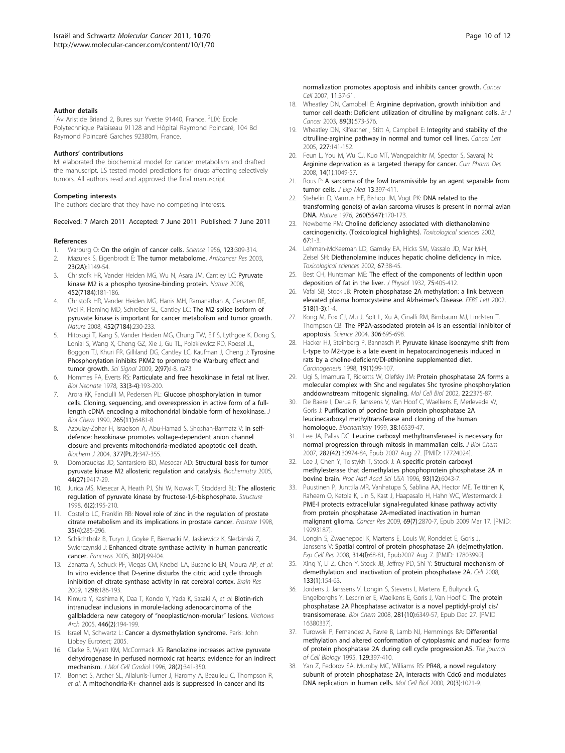#### Author details

[1]Av Aristide Briand 2, Bures sur Yvette 91440, France. [2]LIX: Ecole Polytechnique Palaiseau 91128 and Hôpital Raymond Poincaré, 104 Bd Raymond Poincaré Garches 92380m, France.

#### Authors' contributions

MI elaborated the biochemical model for cancer metabolism and drafted the manuscript. LS tested model predictions for drugs affecting selectively tumors. All authors read and approved the final manuscript

#### Competing interests

The authors declare that they have no competing interests.

Received: 7 March 2011 Accepted: 7 June 2011 Published: 7 June 2011

#### References

1. Warburg O: **On the origin of cancer cells.** *Science* 1956, **123**:309-314.
2. Mazurek S, Eigenbrodt E: **The tumor metabolome.** *Anticancer Res* 2003, **23(2A)**:1149-54.
3. Christofk HR, Vander Heiden MG, Wu N, Asara JM, Cantley LC: **Pyruvate kinase M2 is a phospho tyrosine-binding protein.** *Nature* 2008, **452(7184)**:181-186.
4. Christofk HR, Vander Heiden MG, Hanis MH, Ramanathan A, Gerszten RE, Wei R, Fleming MD, Schreiber SL, Cantley LC: **The M2 splice isoform of pyruvate kinase is important for cancer metabolism and tumor growth.** *Nature* 2008, **452(7184)**:230-233.
5. Hitosugi T, Kang S, Vander Heiden MG, Chung TW, Elf S, Lythgoe K, Dong S, Lonial S, Wang X, Chen GZ, Xie J, Gu TL, Polakiewicz RD, Roesel JL, Boggon TJ, Khuri FR, Gilliland DG, Cantley LC, Kaufman J, Cheng J: **Tyrosine Phosphorylation inhibits PKM2 to promote the Warburg effect and tumor growth.** *Sci Signal* 2009, **2(97)**:l-8, ra73.
6. Hommes FA, Everts RS: **Particulate and free hexokinase in fetal rat liver.** *Biol Neonate* 1978, **33(3-4)**:193-200.
7. Arora KK, Fanciulli M, Pedersen PL: **Glucose phosphorylation in tumor cells. Cloning, sequencing, and overexpression in active form of a full-length cDNA encoding a mitochondrial bindable form of hexokinase.** *J Biol Chem* 1990, **265(11)**:6481-8.
8. Azoulay-Zohar H, Israelson A, Abu-Hamad S, Shoshan-Barmatz V: **In self-defence: hexokinase promotes voltage-dependent anion channel closure and prevents mitochondria-mediated apoptotic cell death.** *Biochem J* 2004, **377(Pt.2)**:347-355.
9. Dombrauckas JD, Santarsiero BD, Mesecar AD: **Structural basis for tumor pyruvate kinase M2 allosteric regulation and catalysis.** *Biochemistry* 2005, **44(27)**:9417-29.
10. Jurica MS, Mesecar A, Heath PJ, Shi W, Nowak T, Stoddard BL: **The allosteric regulation of pyruvate kinase by fructose-1,6-bisphosphate.** *Structure* 1998, **6(2)**:195-210.
11. Costello LC, Franklin RB: **Novel role of zinc in the regulation of prostate citrate metabolism and its implications in prostate cancer.** *Prostate* 1998, **35(4)**:285-296.
12. Schlichtholz B, Turyn J, Goyke E, Biernacki M, Jaskiewicz K, Sledzinski Z, Swierczynski J: **Enhanced citrate synthase activity in human pancreatic cancer.** *Pancreas* 2005, **30(2)**:99-l04.
13. Zanatta A, Schuck PF, Viegas CM, Knebel LA, Busanello EN, Moura AP, *et al*: **In vitro evidence that D-serine disturbs the citric acid cycle through inhibition of citrate synthase activity in rat cerebral cortex.** *Brain Res* 2009, **1298**:186-193.
14. Kimura Y, Kashima K, Daa T, Kondo Y, Yada K, Sasaki A, *et al*: **Biotin-rich intranuclear inclusions in morule-lacking adenocarcinoma of the gallbladder:a new category of "neoplastic/non-morular" lesions.** *Virchows Arch* 2005, **446(2)**:194-199.
15. Israël M, Schwartz L: **Cancer a dysmethylation syndrome.** Paris: John Libbey Eurotext; 2005.
16. Clarke B, Wyatt KM, McCormack JG: **Ranolazine increases active pyruvate dehydrogenase in perfused normoxic rat hearts: evidence for an indirect mechanism.** *J Mol Cell Cardiol* 1996, **28(2)**:341-350.
17. Bonnet S, Archer SL, Allalunis-Turner J, Haromy A, Beaulieu C, Thompson R, *et al*: **A mitochondria-K+ channel axis is suppressed in cancer and its normalization promotes apoptosis and inhibits cancer growth.** *Cancer Cell* 2007, **11**:37-51.
18. Wheatley DN, Campbell E: **Arginine deprivation, growth inhibition and tumor cell death: Deficient utilization of citrulline by malignant cells.** *Br J Cancer* 2003, **89(3)**:573-576.
19. Wheatley DN, Kilfeather , Stitt A, Campbell E: **Integrity and stability of the citrulline-arginine pathway in normal and tumor cell lines.** *Cancer Lett* 2005, **227**:141-152.
20. Feun L, You M, Wu CJ, Kuo MT, Wangpaichitr M, Spector S, Savaraj N: **Arginine deprivation as a targeted therapy for cancer.** *Curr Pharm Des* 2008, **14(1)**:1049-57.
21. Rous P: **A sarcoma of the fowl transmissible by an agent separable from tumor cells.** *J Exp Med* **13**:397-411.
22. Stehelin D, Varmus HE, Bishop JM, Vogt PK: **DNA related to the transforming gene(s) of avian sarcoma viruses is present in normal avian DNA.** *Nature* 1976, **260(5547)**:170-173.
23. Newbeme PM: **Choline deficiency associated with diethanolamine carcinogenicity. (Toxicological highlights).** *Toxicological sciences* 2002, **67**:1-3.
24. Lehman-McKeeman LD, Gamsky EA, Hicks SM, Vassalo JD, Mar M-H, Zeisel SH: **Diethanolamine induces hepatic choline deficiency in mice.** *Toxicological sciences* 2002, **67**:38-45.
25. Best CH, Huntsman ME: **The effect of the components of lecithin upon deposition of fat in the liver.** *J Physiol* 1932, **75**:405-412.
26. Vafai SB, Stock JB: **Protein phosphatase 2A methylation: a link between elevated plasma homocysteine and Alzheimer's Disease.** *FEBS Lett* 2002, **518(1-3)**:1-4.
27. Kong M, Fox CJ, Mu J, Solt L, Xu A, Cinalli RM, Birnbaum MJ, Lindsten T, Thompson CB: **The PP2A-associated protein a4 is an essential inhibitor of apoptosis.** *Science* 2004, **306**:695-698.
28. Hacker HJ, Steinberg P, Bannasch P: **Pyruvate kinase isoenzyme shift from L-type to M2-type is a late event in hepatocarcinogenesis induced in rats by a choline-deficient/Dl-ethionine supplemented diet.** *Carcinogenesis* 1998, **19(1)**:99-107.
29. Ugi S, Imamura T, Ricketts W, Olefsky JM: **Protein phosphatase 2A forms a molecular complex with Shc and regulates Shc tyrosine phosphorylation anddownstream mitogenic signaling.** *Mol Cell Biol* 2002, **22**:2375-87.
30. De Baere I, Derua R, Janssens V, Van Hoof C, Waelkens E, Merlevede W, Goris J: **Purification of porcine brain protein phosphatase 2A leucinecarboxyl methyltransferase and cloning of the human homologue.** *Biochemistry* 1999, **38**:16539-47.
31. Lee JA, Pallas DC: **Leucine carboxyl methyltransferase-l is necessary for normal progression through mitosis in mammalian cells.** *J Biol Chem* 2007, **282(42)**:30974-84, Epub 2007 Aug 27. [PMID: 17724024].
32. Lee J, Chen Y, Tolstykh T, Stock J: **A specific protein carboxyl methylesterase that demethylates phosphoprotein phosphatase 2A in bovine brain.** *Proc Natl Acad Sci USA* 1996, **93(12)**:6043-7.
33. Puustinen P, Junttila MR, Vanhatupa S, Sablina AA, Hector ME, Teittinen K, Raheem O, Ketola K, Lin S, Kast J, Haapasalo H, Hahn WC, Westermarck J: **PME-I protects extracellular signal-regulated kinase pathway activity from protein phosphatase 2A-mediated inactivation in human malignant glioma.** *Cancer Res* 2009, **69(7)**:2870-7, Epub 2009 Mar 17. [PMID: 19293187].
34. Longin S, Zwaenepoel K, Martens E, Louis W, Rondelet E, Goris J, Janssens V: **Spatial control of protein phosphatase 2A (de)methylation.** *Exp Cell Res* 2008, **314(l)**:68-81, Epub2007 Aug 7. [PMID: 17803990].
35. Xing Y, Li Z, Chen Y, Stock JB, Jeffrey PD, Shi Y: **Structural mechanism of demethylation and inactivation of protein phosphatase 2A.** *Cell* 2008, **133(1)**:154-63.
36. Jordens J, Janssens V, Longin S, Stevens I, Martens E, Bultynck G, Engelborghs Y, Lescrinier E, Waelkens E, Goris J, Van Hoof C: **The protein phosphatase 2A Phosphatase activator is a novel peptidyl-prolyl cis/transisomerase.** *Biol Chem* 2008, **281(10)**:6349-57, Epub Dec 27. [PMID: 16380337].
37. Turowski P, Fernandez A, Favre B, Lamb NJ, Hemmings BA: **Differential methylation and altered conformation of cytoplasmic and nuclear forms of protein phosphatase 2A during cell cycle progression.A5.** *The journal of Cell Biology* 1995, **129**:397-410.
38. Yan Z, Fedorov SA, Mumby MC, Williams RS: **PR48, a novel regulatory subunit of protein phosphatase 2A, interacts with Cdc6 and modulates DNA replication in human cells.** *Mol Cell Biol* 2000, **20(3)**:1021-9.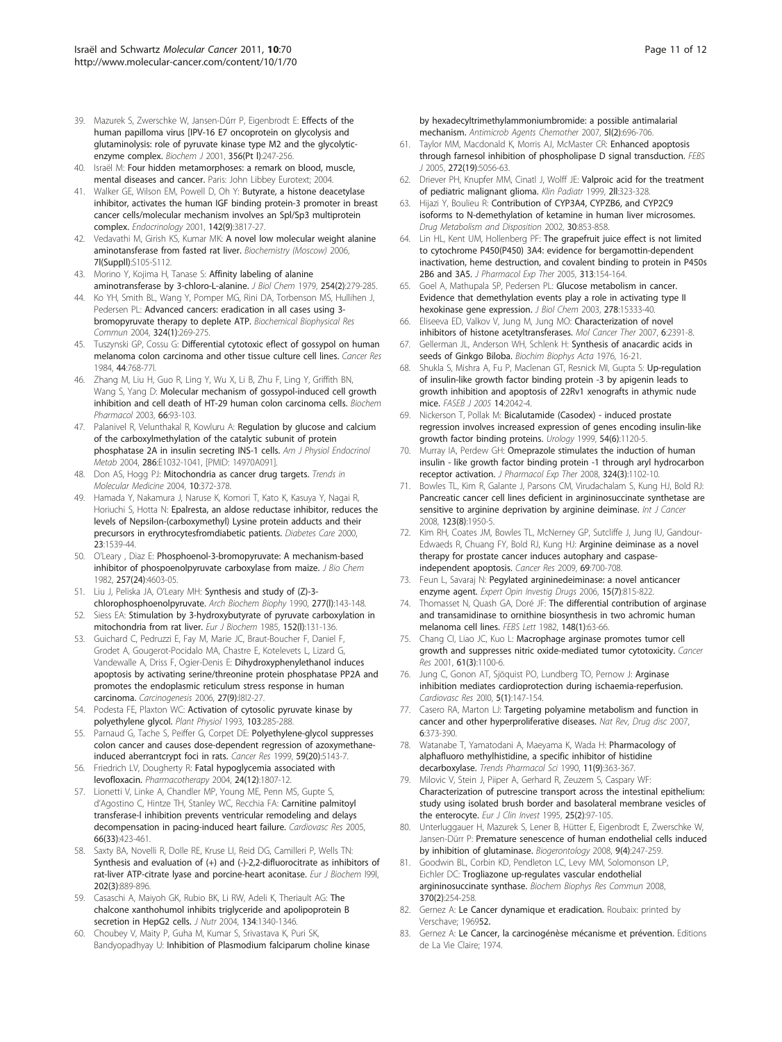39. Mazurek S, Zwerschke W, Jansen-Dûrr P, Eigenbrodt E: **Effects of the human papilloma virus [IPV-16 E7 oncoprotein on glycolysis and glutaminolysis: role of pyruvate kinase type M2 and the glycolytic-enzyme complex.** *Biochem J* 2001, **356(Pt l)**:247-256.
40. Israël M: **Four hidden metamorphoses: a remark on blood, muscle, mental diseases and cancer.** Paris: John Libbey Eurotext; 2004.
41. Walker GE, Wilson EM, Powell D, Oh Y: **Butyrate, a histone deacetylase inhibitor, activates the human IGF binding protein-3 promoter in breast cancer cells/molecular mechanism involves an Spl/Sp3 multiprotein complex.** *Endocrinology* 2001, **142(9)**:3817-27.
42. Vedavathi M, Girish KS, Kumar MK: **A novel low molecular weight alanine aminotansferase from fasted rat liver.** *Biochemistry (Moscow)* 2006, **7l(Suppl)**:S105-S112.
43. Morino Y, Kojima H, Tanase S: **Affinity labeling of alanine aminotransferase by 3-chloro-L-alanine.** *J Biol Chem* 1979, **254(2)**:279-285.
44. Ko YH, Smith BL, Wang Y, Pomper MG, Rini DA, Torbenson MS, Hullihen J, Pedersen PL: **Advanced cancers: eradication in all cases using 3-bromopyruvate therapy to deplete ATP.** *Biochemical Biophysical Res Commun* 2004, **324(1)**:269-275.
45. Tuszynski GP, Cossu G: **Differential cytotoxic eflect of gossypol on human melanoma colon carcinoma and other tissue culture cell lines.** *Cancer Res* 1984, **44**:768-77l.
46. Zhang M, Liu H, Guo R, Ling Y, Wu X, Li B, Zhu F, Ling Y, Griffith BN, Wang S, Yang D: **Molecular mechanism of gossypol-induced cell growth inhibition and cell death of HT-29 human colon carcinoma cells.** *Biochem Pharmacol* 2003, **66**:93-103.
47. Palanivel R, Velunthakal R, Kowluru A: **Regulation by glucose and calcium of the carboxylmethylation of the catalytic subunit of protein phosphatase 2A in insulin secreting INS-1 cells.** *Am J Physiol Endocrinol Metab* 2004, **286**:E1032-1041, [PMID: 14970A091].
48. Don AS, Hogg PJ: **Mitochondria as cancer drug targets.** *Trends in Molecular Medicine* 2004, **10**:372-378.
49. Hamada Y, Nakamura J, Naruse K, Komori T, Kato K, Kasuya Y, Nagai R, Horiuchi S, Hotta N: **Epalresta, an aldose reductase inhibitor, reduces the levels of Nepsilon-(carboxymethyl) Lysine protein adducts and their precursors in erythrocytesfromdiabetic patients.** *Diabetes Care* 2000, **23**:1539-44.
50. O'Leary , Diaz E: **Phosphoenol-3-bromopyruvate: A mechanism-based inhibitor of phospoenolpyruvate carboxylase from maize.** *J Bio Chem* 1982, **257(24)**:4603-05.
51. Liu J, Peliska JA, O'Leary MH: **Synthesis and study of (Z)-3-chlorophosphoenolpyruvate.** *Arch Biochem Biophy* 1990, **277(l)**:143-148.
52. Siess EA: **Stimulation by 3-hydroxybutyrate of pyruvate carboxylation in mitochondria from rat liver.** *Eur J Biochem* 1985, **152(l)**:131-136.
53. Guichard C, Pedruzzi E, Fay M, Marie JC, Braut-Boucher F, Daniel F, Grodet A, Gougerot-Pocidalo MA, Chastre E, Kotelevets L, Lizard G, Vandewalle A, Driss F, Ogier-Denis E: **Dihydroxyphenylethanol induces apoptosis by activating serine/threonine protein phosphatase PP2A and promotes the endoplasmic reticulum stress response in human carcinoma.** *Carcinogenesis* 2006, **27(9)**:l8l2-27.
54. Podesta FE, Plaxton WC: **Activation of cytosolic pyruvate kinase by polyethylene glycol.** *Plant Physiol* 1993, **103**:285-288.
55. Parnaud G, Tache S, Peiffer G, Corpet DE: **Polyethylene-glycol suppresses colon cancer and causes dose-dependent regression of azoxymethane-induced aberrantcrypt foci in rats.** *Cancer Res* 1999, **59(20)**:5143-7.
56. Friedrich LV, Dougherty R: **Fatal hypoglycemia associated with levofloxacin.** *Pharmacotherapy* 2004, **24(12)**:1807-12.
57. Lionetti V, Linke A, Chandler MP, Young ME, Penn MS, Gupte S, d'Agostino C, Hintze TH, Stanley WC, Recchia FA: **Carnitine palmitoyl transferase-I inhibition prevents ventricular remodeling and delays decompensation in pacing-induced heart failure.** *Cardiovasc Res* 2005, **66(33)**:423-461.
58. Saxty BA, Novelli R, Dolle RE, Kruse LI, Reid DG, Camilleri P, Wells TN: **Synthesis and evaluation of (+) and (-)-2,2-difluorocitrate as inhibitors of rat-liver ATP-citrate lyase and porcine-heart aconitase.** *Eur J Biochem* l99l, **202(3)**:889-896.
59. Casaschi A, Maiyoh GK, Rubio BK, Li RW, Adeli K, Theriault AG: **The chalcone xanthohumol inhibits triglyceride and apolipoprotein B secretion in HepG2 cells.** *J Nutr* 2004, **134**:1340-1346.
60. Choubey V, Maity P, Guha M, Kumar S, Srivastava K, Puri SK, Bandyopadhyay U: **Inhibition of Plasmodium falciparum choline kinase by hexadecyltrimethylammoniumbromide: a possible antimalarial mechanism.** *Antimicrob Agents Chemother* 2007, **5l(2)**:696-706.
61. Taylor MM, Macdonald K, Morris AJ, McMaster CR: **Enhanced apoptosis through farnesol inhibition of phospholipase D signal transduction.** *FEBS J* 2005, **272(19)**:5056-63.
62. Driever PH, Knupfer MM, Cinatl J, Wolff JE: **Valproic acid for the treatment of pediatric malignant glioma.** *Klin Padiatr* 1999, **2ll**:323-328.
63. Hijazi Y, Boulieu R: **Contribution of CYP3A4, CYPZB6, and CYP2C9 isoforms to N-demethylation of ketamine in human liver microsomes.** *Drug Metabolism and Disposition* 2002, **30**:853-858.
64. Lin HL, Kent UM, Hollenberg PF: **The grapefruit juice effect is not limited to cytochrome P450(P450) 3A4: evidence for bergamottin-dependent inactivation, heme destruction, and covalent binding to protein in P450s 2B6 and 3A5.** *J Pharmacol Exp Ther* 2005, **313**:154-164.
65. Goel A, Mathupala SP, Pedersen PL: **Glucose metabolism in cancer. Evidence that demethylation events play a role in activating type II hexokinase gene expression.** *J Biol Chem* 2003, **278**:15333-40.
66. Eliseeva ED, Valkov V, Jung M, Jung MO: **Characterization of novel inhibitors of histone acetyltransferases.** *Mol Cancer Ther* 2007, **6**:2391-8.
67. Gellerman JL, Anderson WH, Schlenk H: **Synthesis of anacardic acids in seeds of Ginkgo Biloba.** *Biochim Biophys Acta* 1976, **16-21**.
68. Shukla S, Mishra A, Fu P, Maclenan GT, Resnick MI, Gupta S: **Up-regulation of insulin-like growth factor binding protein -3 by apigenin leads to growth inhibition and apoptosis of 22Rv1 xenografts in athymic nude mice.** *FASEB J 2005* **14**:2042-4.
69. Nickerson T, Pollak M: **Bicalutamide (Casodex) - induced prostate regression involves increased expression of genes encoding insulin-like growth factor binding proteins.** *Urology* 1999, **54(6)**:1120-5.
70. Murray IA, Perdew GH: **Omeprazole stimulates the induction of human insulin - like growth factor binding protein -1 through aryl hydrocarbon receptor activation.** *J Pharmacol Exp Ther* 2008, **324(3)**:1102-10.
71. Bowles TL, Kim R, Galante J, Parsons CM, Virudachalam S, Kung HJ, Bold RJ: **Pancreatic cancer cell lines deficient in argininosuccinate synthetase are sensitive to arginine deprivation by arginine deiminase.** *Int J Cancer* 2008, **123(8)**:1950-5.
72. Kim RH, Coates JM, Bowles TL, McNerney GP, Sutcliffe J, Jung IU, Gandour-Edwaeds R, Chuang FY, Bold RJ, Kung HJ: **Arginine deiminase as a novel therapy for prostate cancer induces autophary and caspase-independent apoptosis.** *Cancer Res* 2009, **69**:700-708.
73. Feun L, Savaraj N: **Pegylated argininedeiminase: a novel anticancer enzyme agent.** *Expert Opin Investig Drugs* 2006, **15(7)**:815-822.
74. Thomasset N, Quash GA, Doré JF: **The differential contribution of arginase and transamidinase to ornithine biosynthesis in two achromic human melanoma cell lines.** *FEBS Lett* 1982, **148(1)**:63-66.
75. Chang CI, Liao JC, Kuo L: **Macrophage arginase promotes tumor cell growth and suppresses nitric oxide-mediated tumor cytotoxicity.** *Cancer Res* 2001, **61(3)**:1100-6.
76. Jung C, Gonon AT, Sjöquist PO, Lundberg TO, Pernow J: **Arginase inhibition mediates cardioprotection during ischaemia-reperfusion.** *Cardiovasc Res* 20l0, **5(1)**:147-154.
77. Casero RA, Marton LJ: **Targeting polyamine metabolism and function in cancer and other hyperproliferative diseases.** *Nat Rev, Drug disc* 2007, **6**:373-390.
78. Watanabe T, Yamatodani A, Maeyama K, Wada H: **Pharmacology of alphafluoro methylhistidine, a specific inhibitor of histidine decarboxylase.** *Trends Pharmacol Sci* 1990, **11(9)**:363-367.
79. Milovic V, Stein J, Piiper A, Gerhard R, Zeuzem S, Caspary WF: **Characterization of putrescine transport across the intestinal epithelium: study using isolated brush border and basolateral membrane vesicles of the enterocyte.** *Eur J Clin Invest* 1995, **25(2)**:97-105.
80. Unterluggauer H, Mazurek S, Lener B, Hütter E, Eigenbrodt E, Zwerschke W, Jansen-Dürr P: **Premature senescence of human endothelial cells induced by inhibition of glutaminase.** *Biogerontology* 2008, **9(4)**:247-259.
81. Goodwin BL, Corbin KD, Pendleton LC, Levy MM, Solomonson LP, Eichler DC: **Trogliazone up-regulates vascular endothelial argininosuccinate synthase.** *Biochem Biophys Res Commun* 2008, **370(2)**:254-258.
82. Gernez A: **Le Cancer dynamique et eradication.** Roubaix: printed by Verschave; 196952.
83. Gernez A: **Le Cancer, la carcinogénèse mécanisme et prévention.** Editions de La Vie Claire; 1974.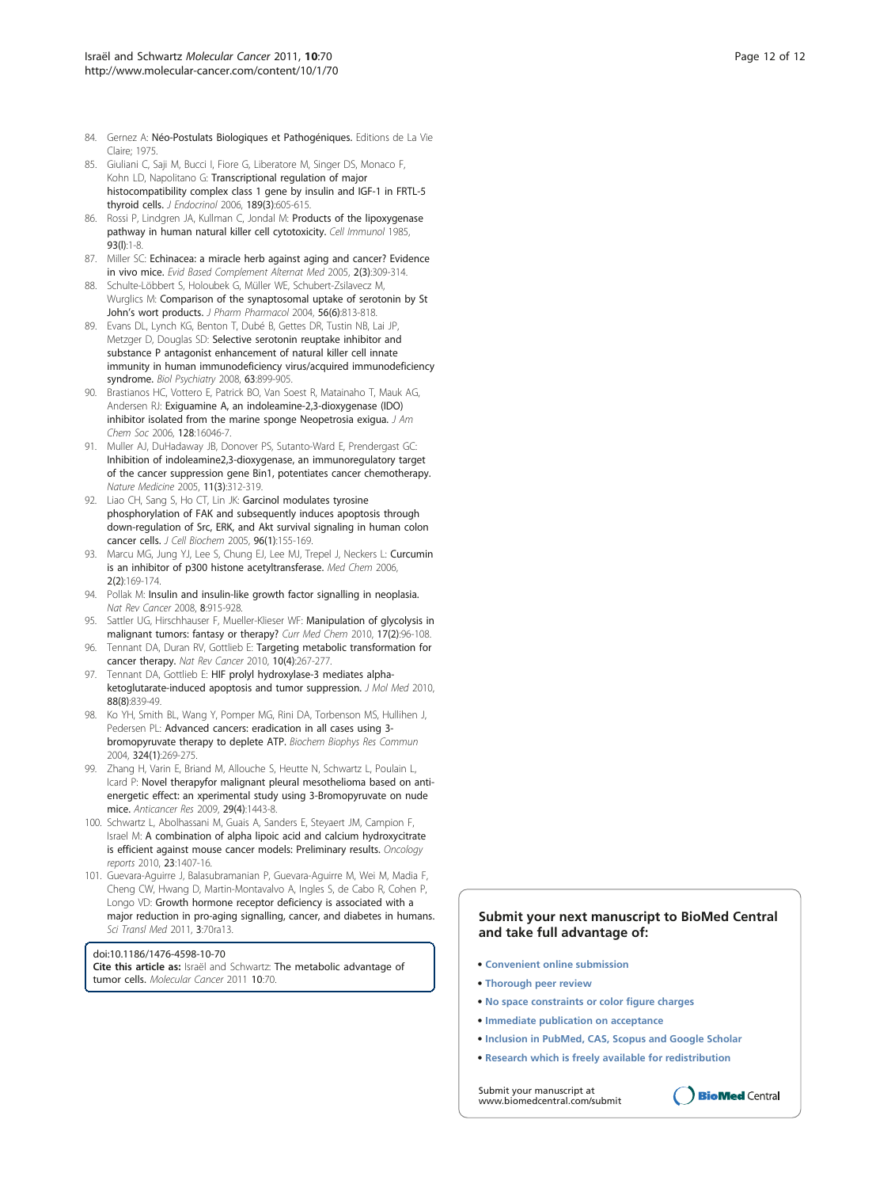84. Gernez A: Néo-Postulats Biologiques et Pathogéniques. Editions de La Vie Claire; 1975.
85. Giuliani C, Saji M, Bucci I, Fiore G, Liberatore M, Singer DS, Monaco F, Kohn LD, Napolitano G: Transcriptional regulation of major histocompatibility complex class 1 gene by insulin and IGF-1 in FRTL-5 thyroid cells. *J Endocrinol* 2006, **189(3)**:605-615.
86. Rossi P, Lindgren JA, Kullman C, Jondal M: Products of the lipoxygenase pathway in human natural killer cell cytotoxicity. *Cell Immunol* 1985, **93(l)**:1-8.
87. Miller SC: Echinacea: a miracle herb against aging and cancer? Evidence in vivo mice. *Evid Based Complement Alternat Med* 2005, **2(3)**:309-314.
88. Schulte-Löbbert S, Holoubek G, Müller WE, Schubert-Zsilavecz M, Wurglics M: Comparison of the synaptosomal uptake of serotonin by St John's wort products. *J Pharm Pharmacol* 2004, **56(6)**:813-818.
89. Evans DL, Lynch KG, Benton T, Dubé B, Gettes DR, Tustin NB, Lai JP, Metzger D, Douglas SD: Selective serotonin reuptake inhibitor and substance P antagonist enhancement of natural killer cell innate immunity in human immunodeficiency virus/acquired immunodeficiency syndrome. *Biol Psychiatry* 2008, **63**:899-905.
90. Brastianos HC, Vottero E, Patrick BO, Van Soest R, Matainaho T, Mauk AG, Andersen RJ: Exiguamine A, an indoleamine-2,3-dioxygenase (IDO) inhibitor isolated from the marine sponge Neopetrosia exigua. *J Am Chem Soc* 2006, **128**:16046-7.
91. Muller AJ, DuHadaway JB, Donover PS, Sutanto-Ward E, Prendergast GC: Inhibition of indoleamine2,3-dioxygenase, an immunoregulatory target of the cancer suppression gene Bin1, potentiates cancer chemotherapy. *Nature Medicine* 2005, **11(3)**:312-319.
92. Liao CH, Sang S, Ho CT, Lin JK: Garcinol modulates tyrosine phosphorylation of FAK and subsequently induces apoptosis through down-regulation of Src, ERK, and Akt survival signaling in human colon cancer cells. *J Cell Biochem* 2005, **96(1)**:155-169.
93. Marcu MG, Jung YJ, Lee S, Chung EJ, Lee MJ, Trepel J, Neckers L: Curcumin is an inhibitor of p300 histone acetyltransferase. *Med Chem* 2006, **2(2)**:169-174.
94. Pollak M: Insulin and insulin-like growth factor signalling in neoplasia. *Nat Rev Cancer* 2008, **8**:915-928.
95. Sattler UG, Hirschhauser F, Mueller-Klieser WF: Manipulation of glycolysis in malignant tumors: fantasy or therapy? *Curr Med Chem* 2010, **17(2)**:96-108.
96. Tennant DA, Duran RV, Gottlieb E: Targeting metabolic transformation for cancer therapy. *Nat Rev Cancer* 2010, **10(4)**:267-277.
97. Tennant DA, Gottlieb E: HIF prolyl hydroxylase-3 mediates alpha-ketoglutarate-induced apoptosis and tumor suppression. *J Mol Med* 2010, **88(8)**:839-49.
98. Ko YH, Smith BL, Wang Y, Pomper MG, Rini DA, Torbenson MS, Hullihen J, Pedersen PL: Advanced cancers: eradication in all cases using 3-bromopyruvate therapy to deplete ATP. *Biochem Biophys Res Commun* 2004, **324(1)**:269-275.
99. Zhang H, Varin E, Briand M, Allouche S, Heutte N, Schwartz L, Poulain L, Icard P: Novel therapyfor malignant pleural mesothelioma based on anti-energetic effect: an xperimental study using 3-Bromopyruvate on nude mice. *Anticancer Res* 2009, **29(4)**:1443-8.
100. Schwartz L, Abolhassani M, Guais A, Sanders E, Steyaert JM, Campion F, Israel M: A combination of alpha lipoic acid and calcium hydroxycitrate is efficient against mouse cancer models: Preliminary results. *Oncology reports* 2010, **23**:1407-16.
101. Guevara-Aguirre J, Balasubramanian P, Guevara-Aguirre M, Wei M, Madia F, Cheng CW, Hwang D, Martin-Montavalvo A, Ingles S, de Cabo R, Cohen P, Longo VD: Growth hormone receptor deficiency is associated with a major reduction in pro-aging signalling, cancer, and diabetes in humans. *Sci Transl Med* 2011, **3**:70ra13.

doi:10.1186/1476-4598-10-70
**Cite this article as:** Israël and Schwartz: The metabolic advantage of tumor cells. *Molecular Cancer* 2011 **10**:70.

**Submit your next manuscript to BioMed Central and take full advantage of:**

- **Convenient online submission**
- **Thorough peer review**
- **No space constraints or color figure charges**
- **Immediate publication on acceptance**
- **Inclusion in PubMed, CAS, Scopus and Google Scholar**
- **Research which is freely available for redistribution**

Submit your manuscript at
www.biomedcentral.com/submit

BioMed Central